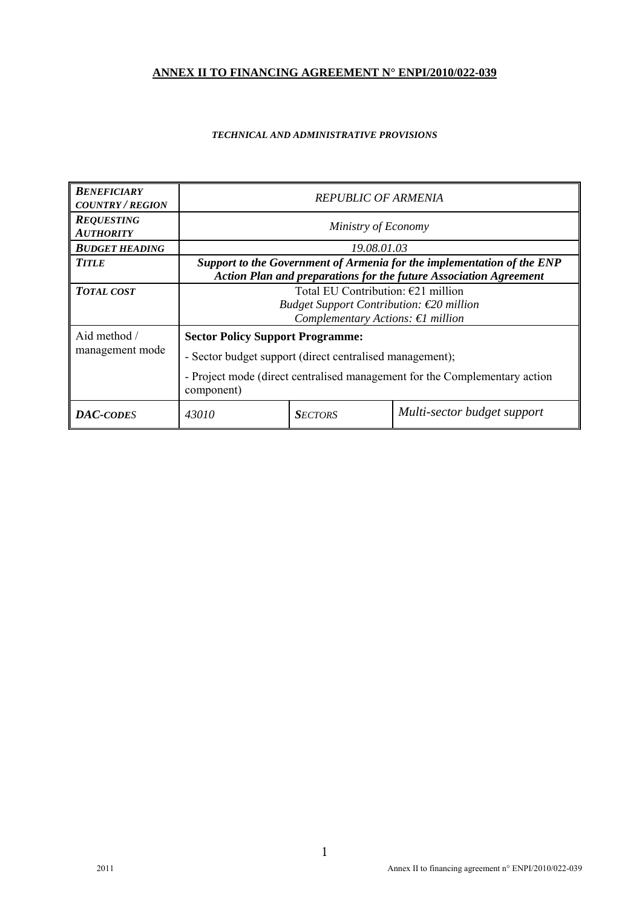**ANNEX II TO FINANCING AGREEMENT N° ENPI/2010/022-039**

***TECHNICAL AND ADMINISTRATIVE PROVISIONS***

| | | | |
|---|---|---|---|
| ***BENEFICIARY COUNTRY / REGION*** | *REPUBLIC OF ARMENIA* | | |
| ***REQUESTING AUTHORITY*** | *Ministry of Economy* | | |
| ***BUDGET HEADING*** | *19.08.01.03* | | |
| ***TITLE*** | ***Support to the Government of Armenia for the implementation of the ENP Action Plan and preparations for the future Association Agreement*** | | |
| ***TOTAL COST*** | Total EU Contribution: €21 million<br>*Budget Support Contribution: €20 million*<br>*Complementary Actions: €1 million* | | |
| Aid method / management mode | **Sector Policy Support Programme:**<br>- Sector budget support (direct centralised management);<br>- Project mode (direct centralised management for the Complementary action component) | | |
| ***DAC-CODES*** | *43010* | ***SECTORS*** | *Multi-sector budget support* |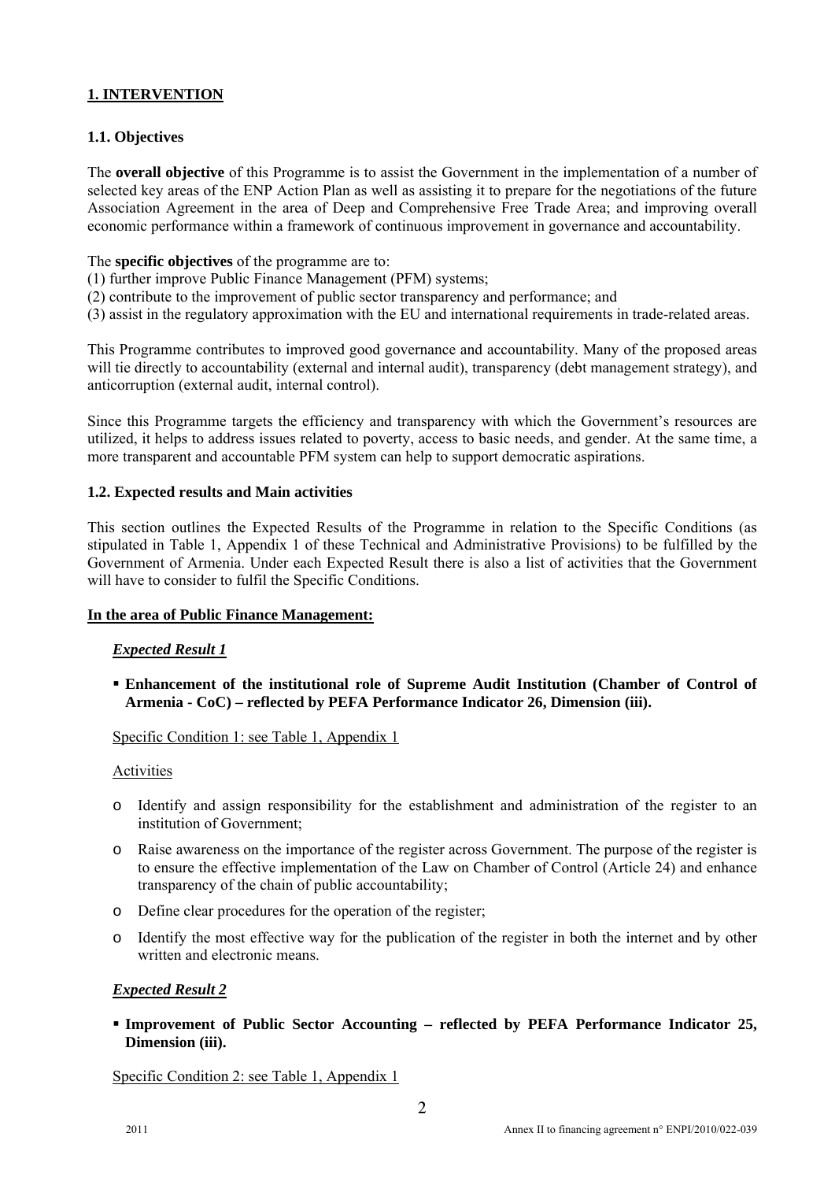## 1. INTERVENTION

### 1.1. Objectives

The **overall objective** of this Programme is to assist the Government in the implementation of a number of selected key areas of the ENP Action Plan as well as assisting it to prepare for the negotiations of the future Association Agreement in the area of Deep and Comprehensive Free Trade Area; and improving overall economic performance within a framework of continuous improvement in governance and accountability.

The **specific objectives** of the programme are to:
(1) further improve Public Finance Management (PFM) systems;
(2) contribute to the improvement of public sector transparency and performance; and
(3) assist in the regulatory approximation with the EU and international requirements in trade-related areas.

This Programme contributes to improved good governance and accountability. Many of the proposed areas will tie directly to accountability (external and internal audit), transparency (debt management strategy), and anticorruption (external audit, internal control).

Since this Programme targets the efficiency and transparency with which the Government's resources are utilized, it helps to address issues related to poverty, access to basic needs, and gender. At the same time, a more transparent and accountable PFM system can help to support democratic aspirations.

### 1.2. Expected results and Main activities

This section outlines the Expected Results of the Programme in relation to the Specific Conditions (as stipulated in Table 1, Appendix 1 of these Technical and Administrative Provisions) to be fulfilled by the Government of Armenia. Under each Expected Result there is also a list of activities that the Government will have to consider to fulfil the Specific Conditions.

**In the area of Public Finance Management:**

***Expected Result 1***

- **Enhancement of the institutional role of Supreme Audit Institution (Chamber of Control of Armenia - CoC) – reflected by PEFA Performance Indicator 26, Dimension (iii).**

Specific Condition 1: see Table 1, Appendix 1

Activities

- Identify and assign responsibility for the establishment and administration of the register to an institution of Government;
- Raise awareness on the importance of the register across Government. The purpose of the register is to ensure the effective implementation of the Law on Chamber of Control (Article 24) and enhance transparency of the chain of public accountability;
- Define clear procedures for the operation of the register;
- Identify the most effective way for the publication of the register in both the internet and by other written and electronic means.

***Expected Result 2***

- **Improvement of Public Sector Accounting – reflected by PEFA Performance Indicator 25, Dimension (iii).**

Specific Condition 2: see Table 1, Appendix 1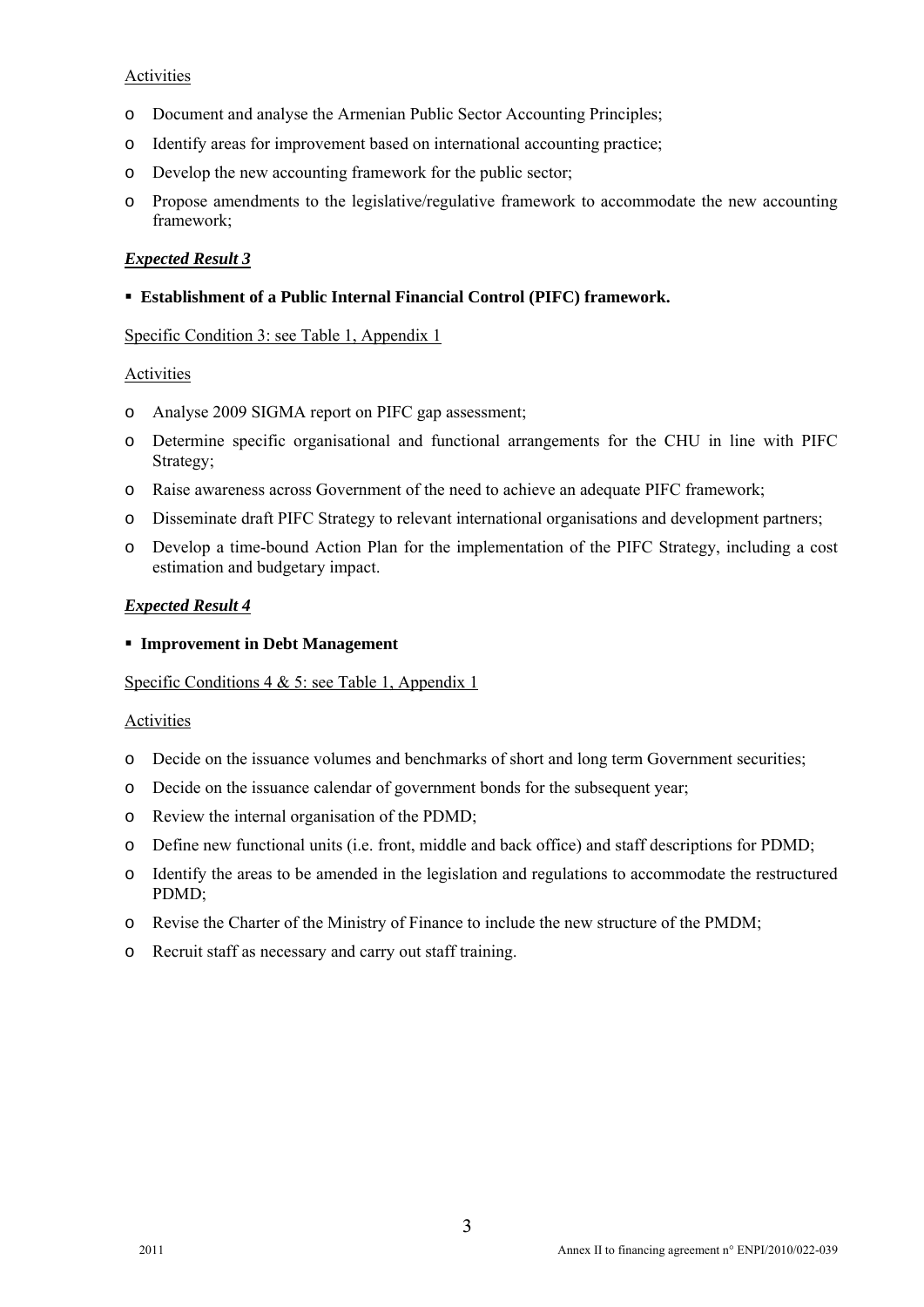Activities

- Document and analyse the Armenian Public Sector Accounting Principles;
- Identify areas for improvement based on international accounting practice;
- Develop the new accounting framework for the public sector;
- Propose amendments to the legislative/regulative framework to accommodate the new accounting framework;

***Expected Result 3***

- **Establishment of a Public Internal Financial Control (PIFC) framework.**

Specific Condition 3: see Table 1, Appendix 1

Activities

- Analyse 2009 SIGMA report on PIFC gap assessment;
- Determine specific organisational and functional arrangements for the CHU in line with PIFC Strategy;
- Raise awareness across Government of the need to achieve an adequate PIFC framework;
- Disseminate draft PIFC Strategy to relevant international organisations and development partners;
- Develop a time-bound Action Plan for the implementation of the PIFC Strategy, including a cost estimation and budgetary impact.

***Expected Result 4***

- **Improvement in Debt Management**

Specific Conditions 4 & 5: see Table 1, Appendix 1

Activities

- Decide on the issuance volumes and benchmarks of short and long term Government securities;
- Decide on the issuance calendar of government bonds for the subsequent year;
- Review the internal organisation of the PDMD;
- Define new functional units (i.e. front, middle and back office) and staff descriptions for PDMD;
- Identify the areas to be amended in the legislation and regulations to accommodate the restructured PDMD;
- Revise the Charter of the Ministry of Finance to include the new structure of the PMDM;
- Recruit staff as necessary and carry out staff training.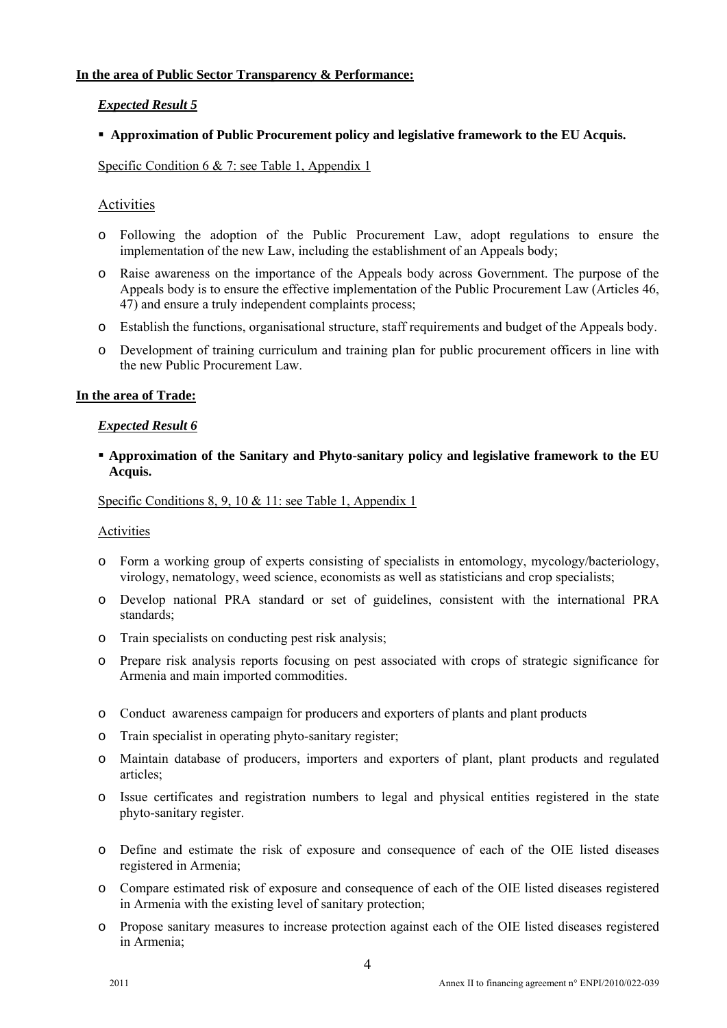**In the area of Public Sector Transparency & Performance:**

***Expected Result 5***

- **Approximation of Public Procurement policy and legislative framework to the EU Acquis.**

Specific Condition 6 & 7: see Table 1, Appendix 1

Activities

- Following the adoption of the Public Procurement Law, adopt regulations to ensure the implementation of the new Law, including the establishment of an Appeals body;
- Raise awareness on the importance of the Appeals body across Government. The purpose of the Appeals body is to ensure the effective implementation of the Public Procurement Law (Articles 46, 47) and ensure a truly independent complaints process;
- Establish the functions, organisational structure, staff requirements and budget of the Appeals body.
- Development of training curriculum and training plan for public procurement officers in line with the new Public Procurement Law.

**In the area of Trade:**

***Expected Result 6***

- **Approximation of the Sanitary and Phyto-sanitary policy and legislative framework to the EU Acquis.**

Specific Conditions 8, 9, 10 & 11: see Table 1, Appendix 1

Activities

- Form a working group of experts consisting of specialists in entomology, mycology/bacteriology, virology, nematology, weed science, economists as well as statisticians and crop specialists;
- Develop national PRA standard or set of guidelines, consistent with the international PRA standards;
- Train specialists on conducting pest risk analysis;
- Prepare risk analysis reports focusing on pest associated with crops of strategic significance for Armenia and main imported commodities.

- Conduct awareness campaign for producers and exporters of plants and plant products
- Train specialist in operating phyto-sanitary register;
- Maintain database of producers, importers and exporters of plant, plant products and regulated articles;
- Issue certificates and registration numbers to legal and physical entities registered in the state phyto-sanitary register.

- Define and estimate the risk of exposure and consequence of each of the OIE listed diseases registered in Armenia;
- Compare estimated risk of exposure and consequence of each of the OIE listed diseases registered in Armenia with the existing level of sanitary protection;
- Propose sanitary measures to increase protection against each of the OIE listed diseases registered in Armenia;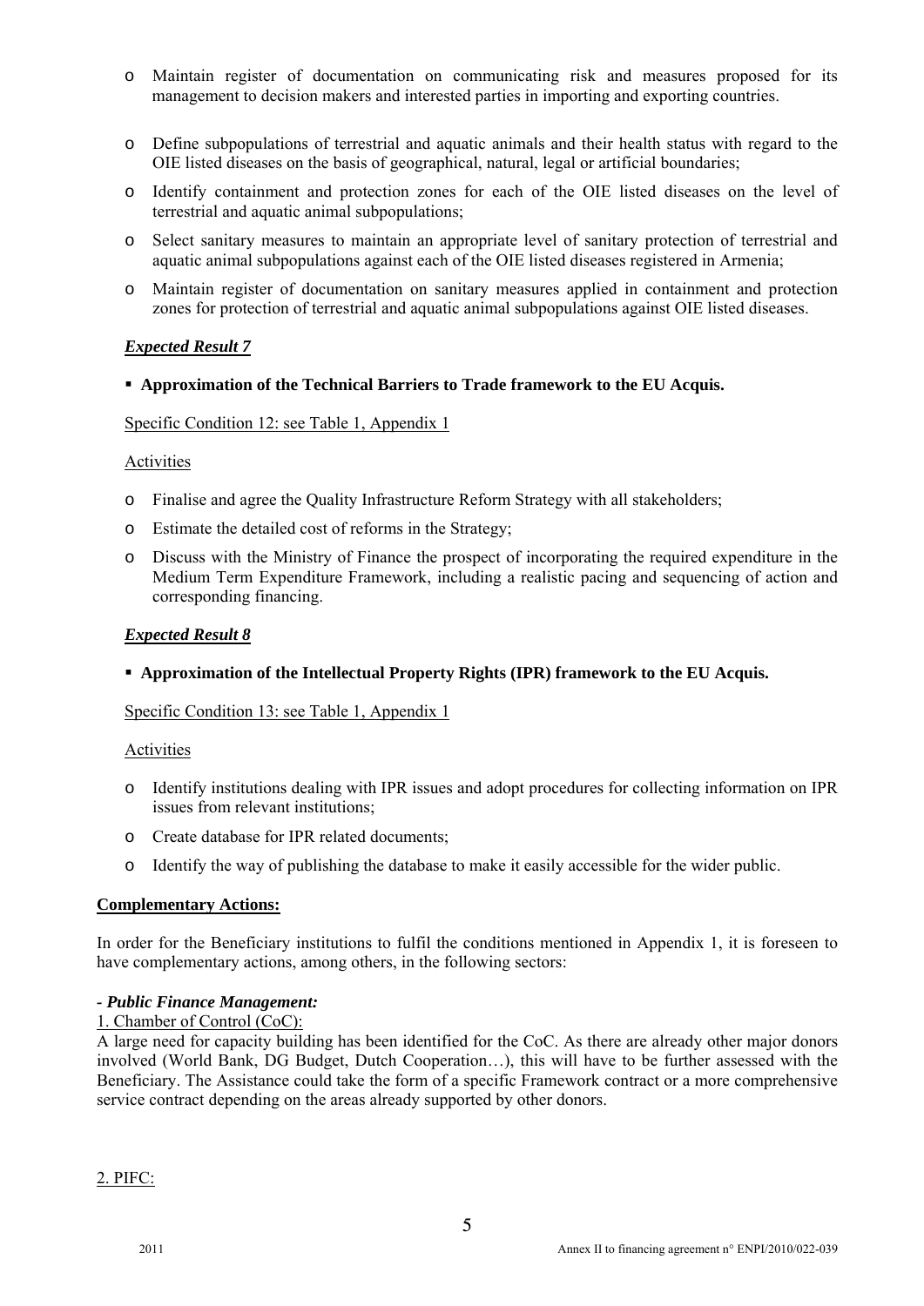- Maintain register of documentation on communicating risk and measures proposed for its management to decision makers and interested parties in importing and exporting countries.
- Define subpopulations of terrestrial and aquatic animals and their health status with regard to the OIE listed diseases on the basis of geographical, natural, legal or artificial boundaries;
- Identify containment and protection zones for each of the OIE listed diseases on the level of terrestrial and aquatic animal subpopulations;
- Select sanitary measures to maintain an appropriate level of sanitary protection of terrestrial and aquatic animal subpopulations against each of the OIE listed diseases registered in Armenia;
- Maintain register of documentation on sanitary measures applied in containment and protection zones for protection of terrestrial and aquatic animal subpopulations against OIE listed diseases.

***Expected Result 7***

- **Approximation of the Technical Barriers to Trade framework to the EU Acquis.**

Specific Condition 12: see Table 1, Appendix 1

Activities

- Finalise and agree the Quality Infrastructure Reform Strategy with all stakeholders;
- Estimate the detailed cost of reforms in the Strategy;
- Discuss with the Ministry of Finance the prospect of incorporating the required expenditure in the Medium Term Expenditure Framework, including a realistic pacing and sequencing of action and corresponding financing.

***Expected Result 8***

- **Approximation of the Intellectual Property Rights (IPR) framework to the EU Acquis.**

Specific Condition 13: see Table 1, Appendix 1

Activities

- Identify institutions dealing with IPR issues and adopt procedures for collecting information on IPR issues from relevant institutions;
- Create database for IPR related documents;
- Identify the way of publishing the database to make it easily accessible for the wider public.

**Complementary Actions:**

In order for the Beneficiary institutions to fulfil the conditions mentioned in Appendix 1, it is foreseen to have complementary actions, among others, in the following sectors:

***- Public Finance Management:***

1. Chamber of Control (CoC):

A large need for capacity building has been identified for the CoC. As there are already other major donors involved (World Bank, DG Budget, Dutch Cooperation…), this will have to be further assessed with the Beneficiary. The Assistance could take the form of a specific Framework contract or a more comprehensive service contract depending on the areas already supported by other donors.

2. PIFC: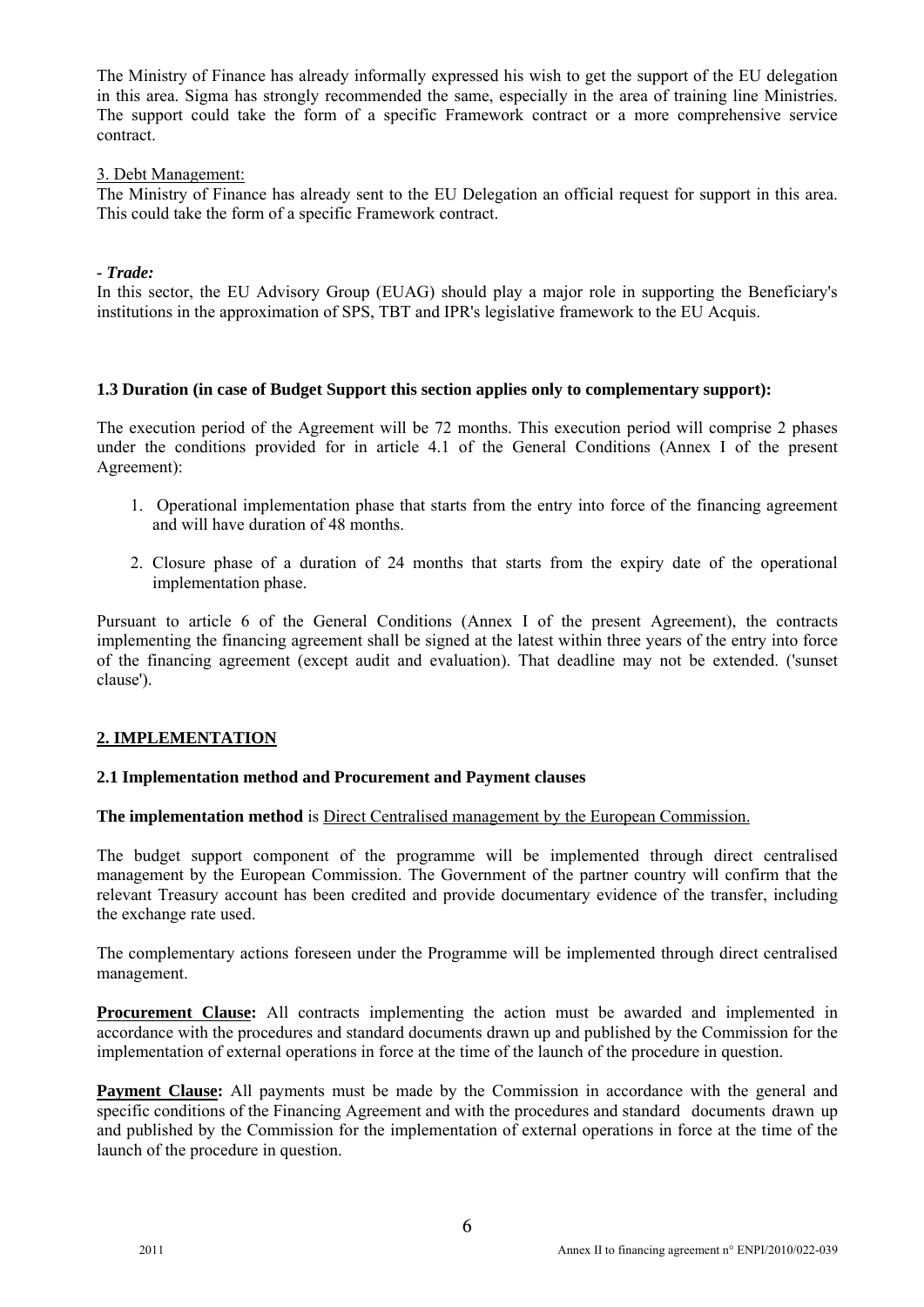The Ministry of Finance has already informally expressed his wish to get the support of the EU delegation in this area. Sigma has strongly recommended the same, especially in the area of training line Ministries. The support could take the form of a specific Framework contract or a more comprehensive service contract.

3. Debt Management:

The Ministry of Finance has already sent to the EU Delegation an official request for support in this area. This could take the form of a specific Framework contract.

***- Trade:***

In this sector, the EU Advisory Group (EUAG) should play a major role in supporting the Beneficiary's institutions in the approximation of SPS, TBT and IPR's legislative framework to the EU Acquis.

### 1.3 Duration (in case of Budget Support this section applies only to complementary support):

The execution period of the Agreement will be 72 months. This execution period will comprise 2 phases under the conditions provided for in article 4.1 of the General Conditions (Annex I of the present Agreement):

1. Operational implementation phase that starts from the entry into force of the financing agreement and will have duration of 48 months.
2. Closure phase of a duration of 24 months that starts from the expiry date of the operational implementation phase.

Pursuant to article 6 of the General Conditions (Annex I of the present Agreement), the contracts implementing the financing agreement shall be signed at the latest within three years of the entry into force of the financing agreement (except audit and evaluation). That deadline may not be extended. ('sunset clause').

## 2. IMPLEMENTATION

### 2.1 Implementation method and Procurement and Payment clauses

**The implementation method** is Direct Centralised management by the European Commission.

The budget support component of the programme will be implemented through direct centralised management by the European Commission. The Government of the partner country will confirm that the relevant Treasury account has been credited and provide documentary evidence of the transfer, including the exchange rate used.

The complementary actions foreseen under the Programme will be implemented through direct centralised management.

**Procurement Clause:** All contracts implementing the action must be awarded and implemented in accordance with the procedures and standard documents drawn up and published by the Commission for the implementation of external operations in force at the time of the launch of the procedure in question.

**Payment Clause:** All payments must be made by the Commission in accordance with the general and specific conditions of the Financing Agreement and with the procedures and standard documents drawn up and published by the Commission for the implementation of external operations in force at the time of the launch of the procedure in question.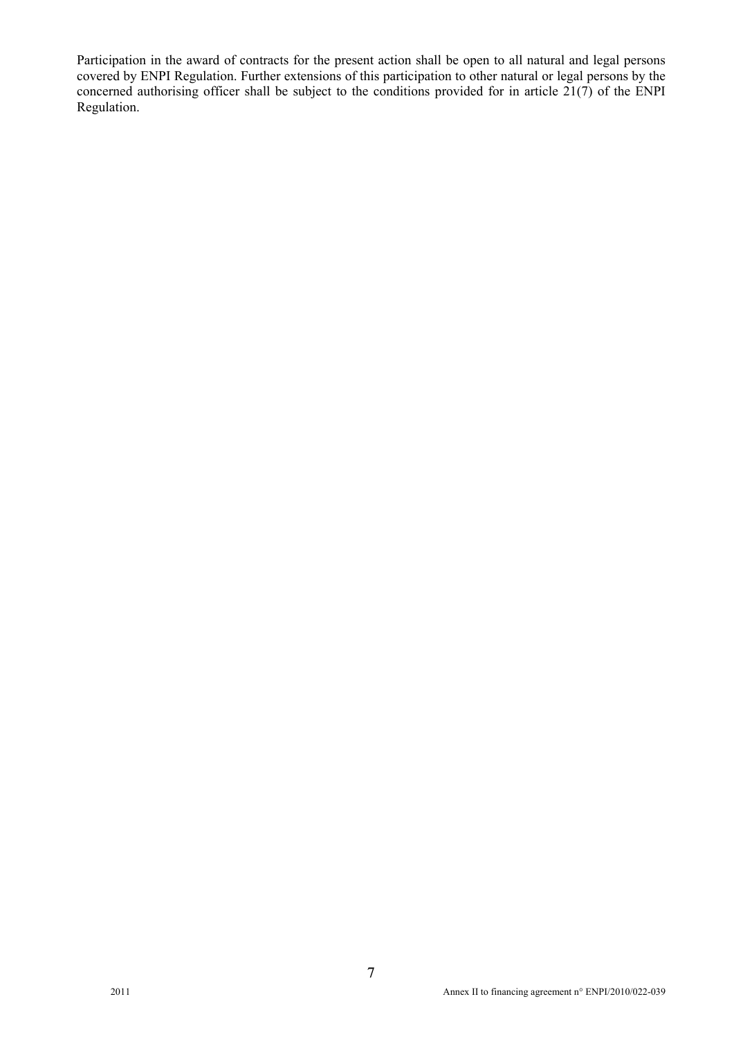Participation in the award of contracts for the present action shall be open to all natural and legal persons covered by ENPI Regulation. Further extensions of this participation to other natural or legal persons by the concerned authorising officer shall be subject to the conditions provided for in article 21(7) of the ENPI Regulation.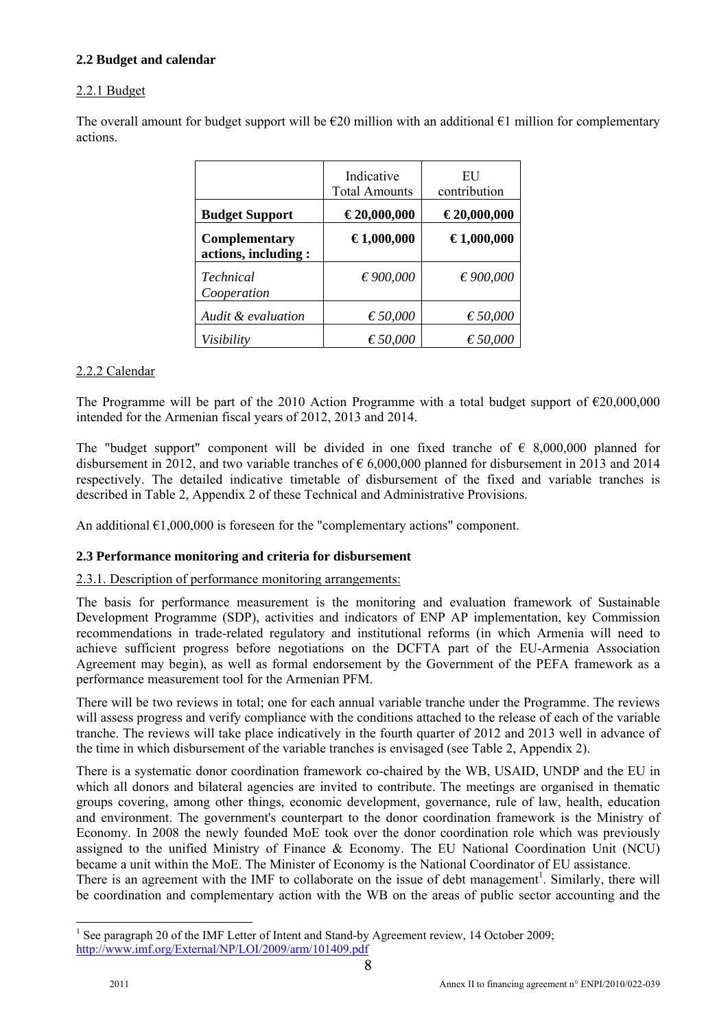### 2.2 Budget and calendar

2.2.1 Budget

The overall amount for budget support will be €20 million with an additional €1 million for complementary actions.

| | Indicative Total Amounts | EU contribution |
|---|---|---|
| **Budget Support** | **€ 20,000,000** | **€ 20,000,000** |
| **Complementary actions, including :** | **€ 1,000,000** | **€ 1,000,000** |
| *Technical Cooperation* | *€ 900,000* | *€ 900,000* |
| *Audit & evaluation* | *€ 50,000* | *€ 50,000* |
| *Visibility* | *€ 50,000* | *€ 50,000* |

2.2.2 Calendar

The Programme will be part of the 2010 Action Programme with a total budget support of €20,000,000 intended for the Armenian fiscal years of 2012, 2013 and 2014.

The "budget support" component will be divided in one fixed tranche of € 8,000,000 planned for disbursement in 2012, and two variable tranches of € 6,000,000 planned for disbursement in 2013 and 2014 respectively. The detailed indicative timetable of disbursement of the fixed and variable tranches is described in Table 2, Appendix 2 of these Technical and Administrative Provisions.

An additional €1,000,000 is foreseen for the "complementary actions" component.

### 2.3 Performance monitoring and criteria for disbursement

2.3.1. Description of performance monitoring arrangements:

The basis for performance measurement is the monitoring and evaluation framework of Sustainable Development Programme (SDP), activities and indicators of ENP AP implementation, key Commission recommendations in trade-related regulatory and institutional reforms (in which Armenia will need to achieve sufficient progress before negotiations on the DCFTA part of the EU-Armenia Association Agreement may begin), as well as formal endorsement by the Government of the PEFA framework as a performance measurement tool for the Armenian PFM.

There will be two reviews in total; one for each annual variable tranche under the Programme. The reviews will assess progress and verify compliance with the conditions attached to the release of each of the variable tranche. The reviews will take place indicatively in the fourth quarter of 2012 and 2013 well in advance of the time in which disbursement of the variable tranches is envisaged (see Table 2, Appendix 2).

There is a systematic donor coordination framework co-chaired by the WB, USAID, UNDP and the EU in which all donors and bilateral agencies are invited to contribute. The meetings are organised in thematic groups covering, among other things, economic development, governance, rule of law, health, education and environment. The government's counterpart to the donor coordination framework is the Ministry of Economy. In 2008 the newly founded MoE took over the donor coordination role which was previously assigned to the unified Ministry of Finance & Economy. The EU National Coordination Unit (NCU) became a unit within the MoE. The Minister of Economy is the National Coordinator of EU assistance.
There is an agreement with the IMF to collaborate on the issue of debt management[1]. Similarly, there will be coordination and complementary action with the WB on the areas of public sector accounting and the

[1] See paragraph 20 of the IMF Letter of Intent and Stand-by Agreement review, 14 October 2009; http://www.imf.org/External/NP/LOI/2009/arm/101409.pdf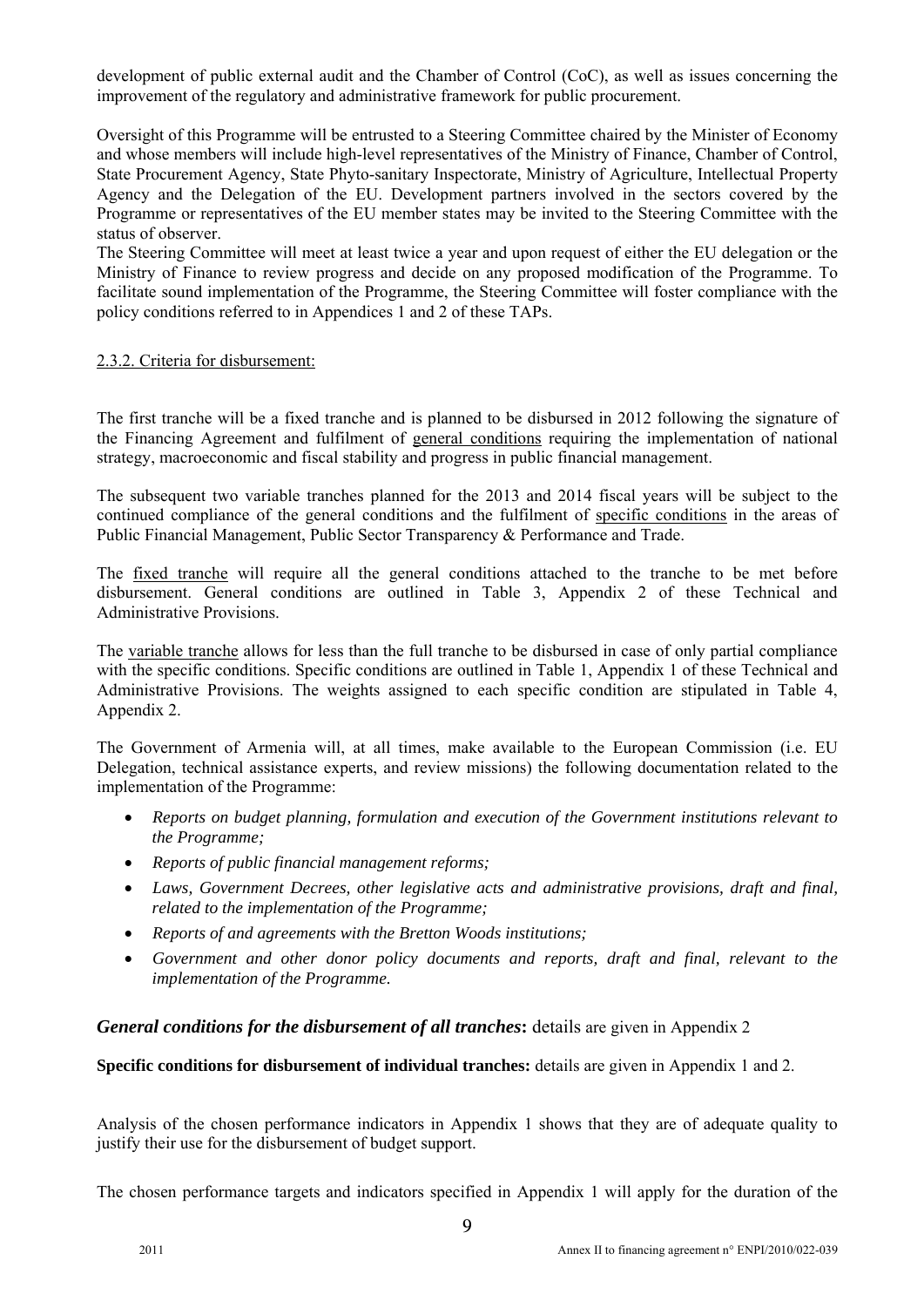development of public external audit and the Chamber of Control (CoC), as well as issues concerning the improvement of the regulatory and administrative framework for public procurement.

Oversight of this Programme will be entrusted to a Steering Committee chaired by the Minister of Economy and whose members will include high-level representatives of the Ministry of Finance, Chamber of Control, State Procurement Agency, State Phyto-sanitary Inspectorate, Ministry of Agriculture, Intellectual Property Agency and the Delegation of the EU. Development partners involved in the sectors covered by the Programme or representatives of the EU member states may be invited to the Steering Committee with the status of observer.

The Steering Committee will meet at least twice a year and upon request of either the EU delegation or the Ministry of Finance to review progress and decide on any proposed modification of the Programme. To facilitate sound implementation of the Programme, the Steering Committee will foster compliance with the policy conditions referred to in Appendices 1 and 2 of these TAPs.

2.3.2. Criteria for disbursement:

The first tranche will be a fixed tranche and is planned to be disbursed in 2012 following the signature of the Financing Agreement and fulfilment of general conditions requiring the implementation of national strategy, macroeconomic and fiscal stability and progress in public financial management.

The subsequent two variable tranches planned for the 2013 and 2014 fiscal years will be subject to the continued compliance of the general conditions and the fulfilment of specific conditions in the areas of Public Financial Management, Public Sector Transparency & Performance and Trade.

The fixed tranche will require all the general conditions attached to the tranche to be met before disbursement. General conditions are outlined in Table 3, Appendix 2 of these Technical and Administrative Provisions.

The variable tranche allows for less than the full tranche to be disbursed in case of only partial compliance with the specific conditions. Specific conditions are outlined in Table 1, Appendix 1 of these Technical and Administrative Provisions. The weights assigned to each specific condition are stipulated in Table 4, Appendix 2.

The Government of Armenia will, at all times, make available to the European Commission (i.e. EU Delegation, technical assistance experts, and review missions) the following documentation related to the implementation of the Programme:

- *Reports on budget planning, formulation and execution of the Government institutions relevant to the Programme;*
- *Reports of public financial management reforms;*
- *Laws, Government Decrees, other legislative acts and administrative provisions, draft and final, related to the implementation of the Programme;*
- *Reports of and agreements with the Bretton Woods institutions;*
- *Government and other donor policy documents and reports, draft and final, relevant to the implementation of the Programme.*

***General conditions for the disbursement of all tranches*:** details are given in Appendix 2

**Specific conditions for disbursement of individual tranches:** details are given in Appendix 1 and 2.

Analysis of the chosen performance indicators in Appendix 1 shows that they are of adequate quality to justify their use for the disbursement of budget support.

The chosen performance targets and indicators specified in Appendix 1 will apply for the duration of the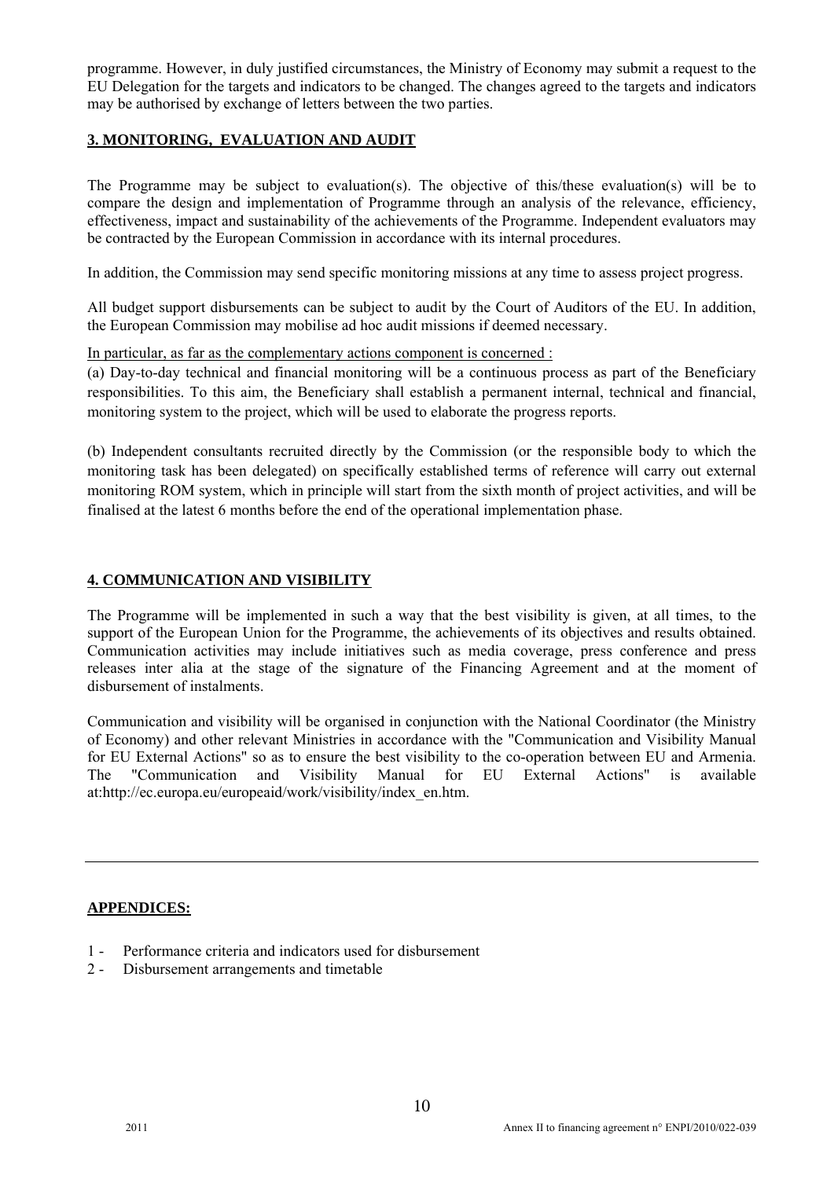programme. However, in duly justified circumstances, the Ministry of Economy may submit a request to the EU Delegation for the targets and indicators to be changed. The changes agreed to the targets and indicators may be authorised by exchange of letters between the two parties.

## 3. MONITORING, EVALUATION AND AUDIT

The Programme may be subject to evaluation(s). The objective of this/these evaluation(s) will be to compare the design and implementation of Programme through an analysis of the relevance, efficiency, effectiveness, impact and sustainability of the achievements of the Programme. Independent evaluators may be contracted by the European Commission in accordance with its internal procedures.

In addition, the Commission may send specific monitoring missions at any time to assess project progress.

All budget support disbursements can be subject to audit by the Court of Auditors of the EU. In addition, the European Commission may mobilise ad hoc audit missions if deemed necessary.

In particular, as far as the complementary actions component is concerned :

(a) Day-to-day technical and financial monitoring will be a continuous process as part of the Beneficiary responsibilities. To this aim, the Beneficiary shall establish a permanent internal, technical and financial, monitoring system to the project, which will be used to elaborate the progress reports.

(b) Independent consultants recruited directly by the Commission (or the responsible body to which the monitoring task has been delegated) on specifically established terms of reference will carry out external monitoring ROM system, which in principle will start from the sixth month of project activities, and will be finalised at the latest 6 months before the end of the operational implementation phase.

## 4. COMMUNICATION AND VISIBILITY

The Programme will be implemented in such a way that the best visibility is given, at all times, to the support of the European Union for the Programme, the achievements of its objectives and results obtained. Communication activities may include initiatives such as media coverage, press conference and press releases inter alia at the stage of the signature of the Financing Agreement and at the moment of disbursement of instalments.

Communication and visibility will be organised in conjunction with the National Coordinator (the Ministry of Economy) and other relevant Ministries in accordance with the "Communication and Visibility Manual for EU External Actions" so as to ensure the best visibility to the co-operation between EU and Armenia. The "Communication and Visibility Manual for EU External Actions" is available at:http://ec.europa.eu/europeaid/work/visibility/index_en.htm.

---

## APPENDICES:

1 - Performance criteria and indicators used for disbursement
2 - Disbursement arrangements and timetable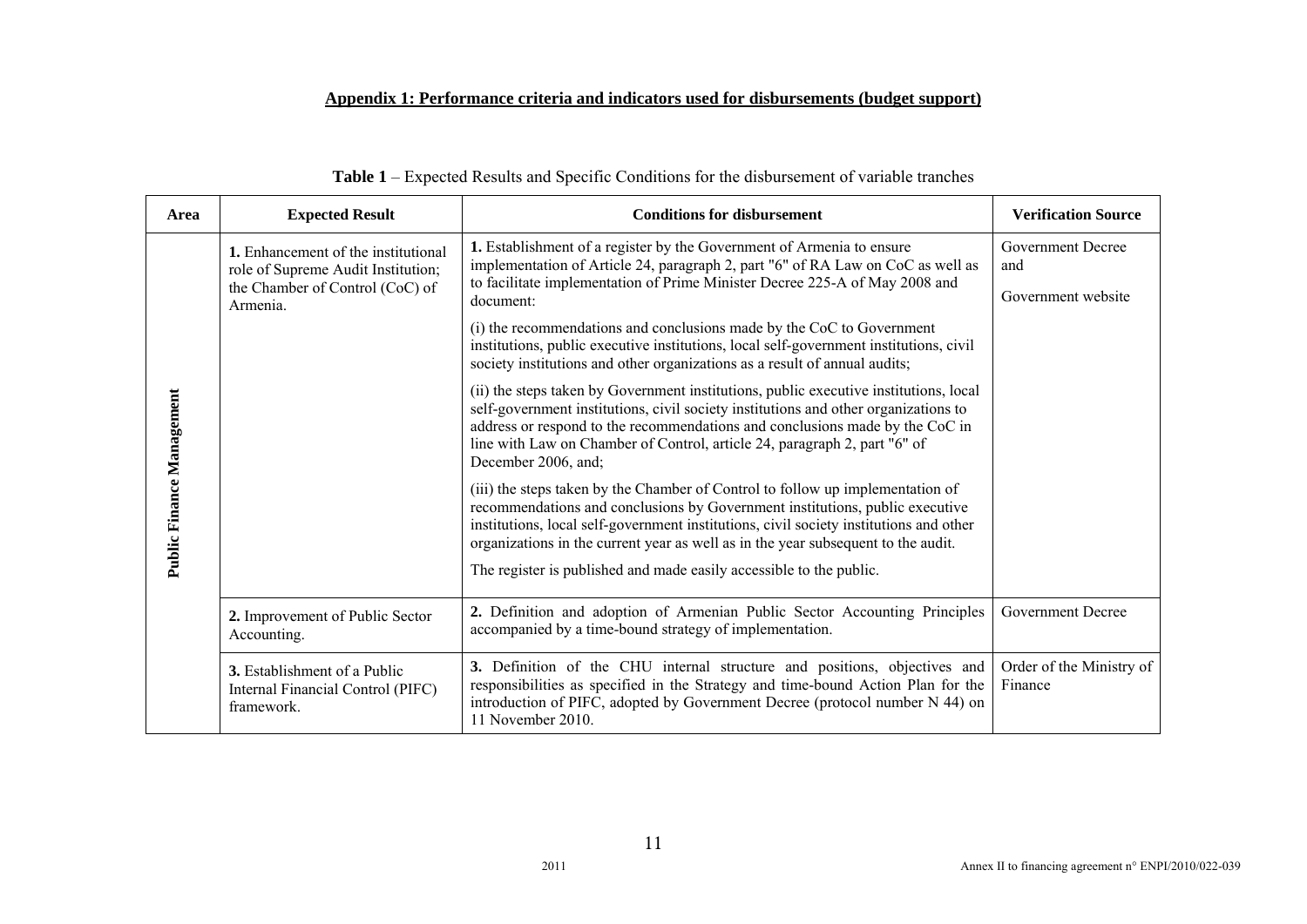## Appendix 1: Performance criteria and indicators used for disbursements (budget support)

**Table 1** – Expected Results and Specific Conditions for the disbursement of variable tranches

| Area | Expected Result | Conditions for disbursement | Verification Source |
|---|---|---|---|
| **Public Finance Management** | **1.** Enhancement of the institutional role of Supreme Audit Institution; the Chamber of Control (CoC) of Armenia. | **1.** Establishment of a register by the Government of Armenia to ensure implementation of Article 24, paragraph 2, part "6" of RA Law on CoC as well as to facilitate implementation of Prime Minister Decree 225-A of May 2008 and document:<br><br>(i) the recommendations and conclusions made by the CoC to Government institutions, public executive institutions, local self-government institutions, civil society institutions and other organizations as a result of annual audits;<br><br>(ii) the steps taken by Government institutions, public executive institutions, local self-government institutions, civil society institutions and other organizations to address or respond to the recommendations and conclusions made by the CoC in line with Law on Chamber of Control, article 24, paragraph 2, part "6" of December 2006, and;<br><br>(iii) the steps taken by the Chamber of Control to follow up implementation of recommendations and conclusions by Government institutions, public executive institutions, local self-government institutions, civil society institutions and other organizations in the current year as well as in the year subsequent to the audit.<br><br>The register is published and made easily accessible to the public. | Government Decree and<br><br>Government website |
| | **2.** Improvement of Public Sector Accounting. | **2.** Definition and adoption of Armenian Public Sector Accounting Principles accompanied by a time-bound strategy of implementation. | Government Decree |
| | **3.** Establishment of a Public Internal Financial Control (PIFC) framework. | **3.** Definition of the CHU internal structure and positions, objectives and responsibilities as specified in the Strategy and time-bound Action Plan for the introduction of PIFC, adopted by Government Decree (protocol number N 44) on 11 November 2010. | Order of the Ministry of Finance |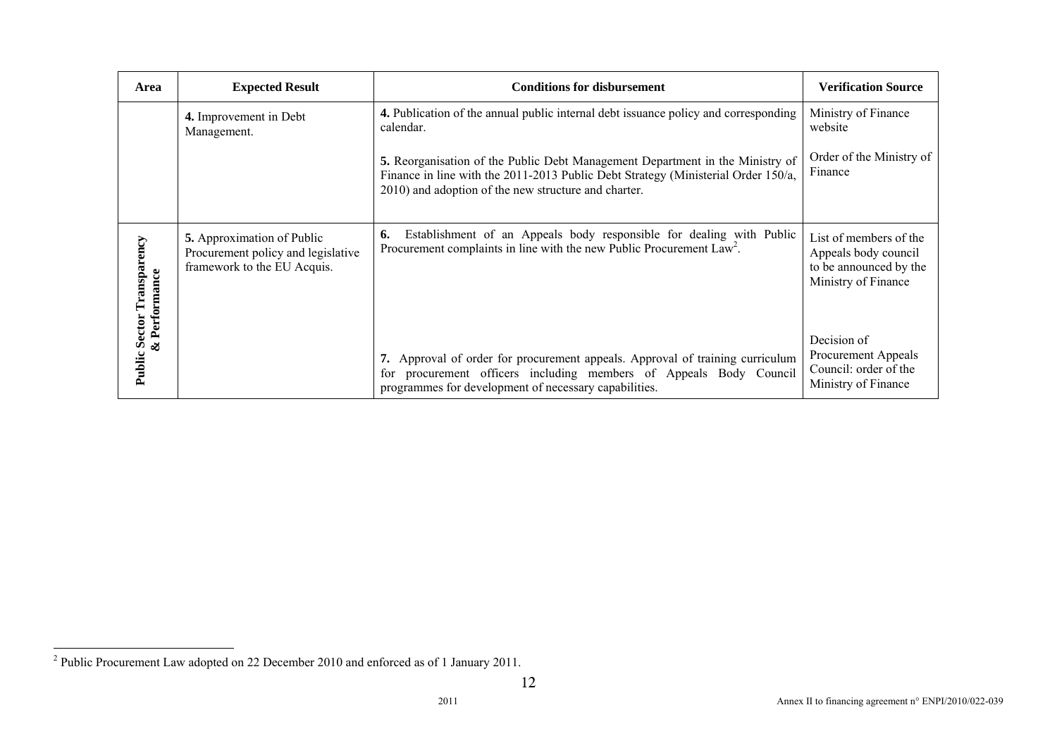| Area | Expected Result | Conditions for disbursement | Verification Source |
|---|---|---|---|
| | **4.** Improvement in Debt Management. | **4.** Publication of the annual public internal debt issuance policy and corresponding calendar. | Ministry of Finance website |
| | | **5.** Reorganisation of the Public Debt Management Department in the Ministry of Finance in line with the 2011-2013 Public Debt Strategy (Ministerial Order 150/a, 2010) and adoption of the new structure and charter. | Order of the Ministry of Finance |
| **Public Sector Transparency & Performance** | **5.** Approximation of Public Procurement policy and legislative framework to the EU Acquis. | **6.** Establishment of an Appeals body responsible for dealing with Public Procurement complaints in line with the new Public Procurement Law[2]. | List of members of the Appeals body council to be announced by the Ministry of Finance |
| | | **7.** Approval of order for procurement appeals. Approval of training curriculum for procurement officers including members of Appeals Body Council programmes for development of necessary capabilities. | Decision of Procurement Appeals Council: order of the Ministry of Finance |

[2] Public Procurement Law adopted on 22 December 2010 and enforced as of 1 January 2011.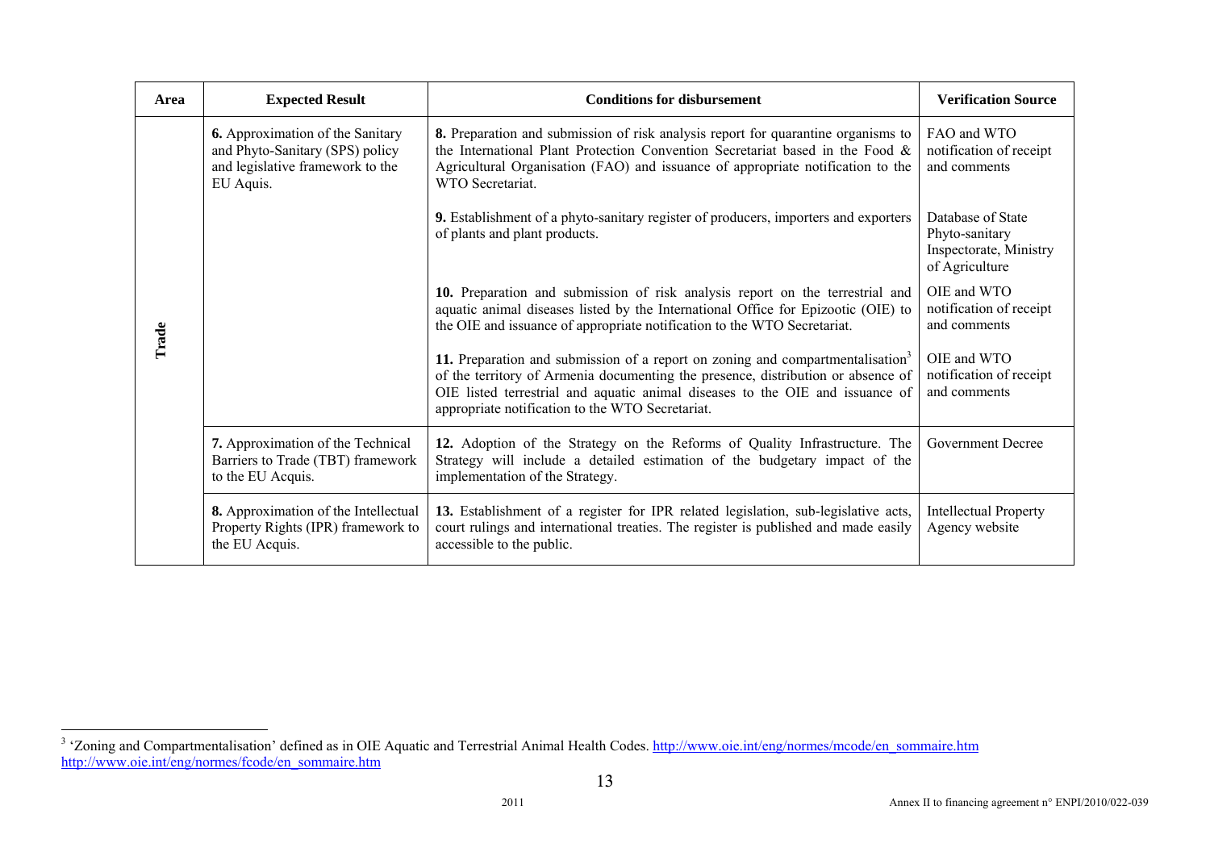| Area | Expected Result | Conditions for disbursement | Verification Source |
|---|---|---|---|
| Trade | **6.** Approximation of the Sanitary and Phyto-Sanitary (SPS) policy and legislative framework to the EU Aquis. | **8.** Preparation and submission of risk analysis report for quarantine organisms to the International Plant Protection Convention Secretariat based in the Food & Agricultural Organisation (FAO) and issuance of appropriate notification to the WTO Secretariat. | FAO and WTO notification of receipt and comments |
| | | **9.** Establishment of a phyto-sanitary register of producers, importers and exporters of plants and plant products. | Database of State Phyto-sanitary Inspectorate, Ministry of Agriculture |
| | | **10.** Preparation and submission of risk analysis report on the terrestrial and aquatic animal diseases listed by the International Office for Epizootic (OIE) to the OIE and issuance of appropriate notification to the WTO Secretariat. | OIE and WTO notification of receipt and comments |
| | | **11.** Preparation and submission of a report on zoning and compartmentalisation[3] of the territory of Armenia documenting the presence, distribution or absence of OIE listed terrestrial and aquatic animal diseases to the OIE and issuance of appropriate notification to the WTO Secretariat. | OIE and WTO notification of receipt and comments |
| | **7.** Approximation of the Technical Barriers to Trade (TBT) framework to the EU Acquis. | **12.** Adoption of the Strategy on the Reforms of Quality Infrastructure. The Strategy will include a detailed estimation of the budgetary impact of the implementation of the Strategy. | Government Decree |
| | **8.** Approximation of the Intellectual Property Rights (IPR) framework to the EU Acquis. | **13.** Establishment of a register for IPR related legislation, sub-legislative acts, court rulings and international treaties. The register is published and made easily accessible to the public. | Intellectual Property Agency website |

[3] 'Zoning and Compartmentalisation' defined as in OIE Aquatic and Terrestrial Animal Health Codes. http://www.oie.int/eng/normes/mcode/en_sommaire.htm http://www.oie.int/eng/normes/fcode/en_sommaire.htm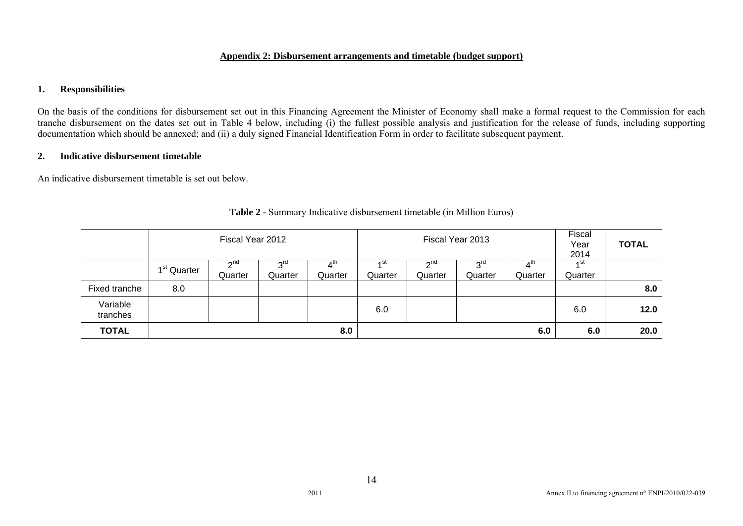**Appendix 2: Disbursement arrangements and timetable (budget support)**

## 1. Responsibilities

On the basis of the conditions for disbursement set out in this Financing Agreement the Minister of Economy shall make a formal request to the Commission for each tranche disbursement on the dates set out in Table 4 below, including (i) the fullest possible analysis and justification for the release of funds, including supporting documentation which should be annexed; and (ii) a duly signed Financial Identification Form in order to facilitate subsequent payment.

## 2. Indicative disbursement timetable

An indicative disbursement timetable is set out below.

**Table 2** - Summary Indicative disbursement timetable (in Million Euros)

| | Fiscal Year 2012 | | | | Fiscal Year 2013 | | | | Fiscal Year 2014 | **TOTAL** |
|---|---|---|---|---|---|---|---|---|---|---|
| | 1st Quarter | 2nd Quarter | 3rd Quarter | 4th Quarter | 1st Quarter | 2nd Quarter | 3rd Quarter | 4th Quarter | 1st Quarter | |
| Fixed tranche | 8.0 | | | | | | | | | **8.0** |
| Variable tranches | | | | | 6.0 | | | | 6.0 | **12.0** |
| **TOTAL** | | | | **8.0** | | | | **6.0** | **6.0** | **20.0** |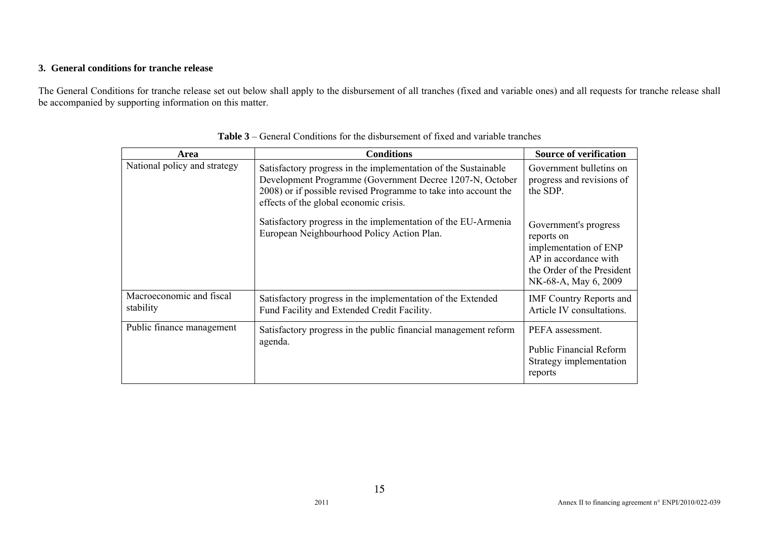### 3. General conditions for tranche release

The General Conditions for tranche release set out below shall apply to the disbursement of all tranches (fixed and variable ones) and all requests for tranche release shall be accompanied by supporting information on this matter.

**Table 3** – General Conditions for the disbursement of fixed and variable tranches

| Area | Conditions | Source of verification |
|---|---|---|
| National policy and strategy | Satisfactory progress in the implementation of the Sustainable Development Programme (Government Decree 1207-N, October 2008) or if possible revised Programme to take into account the effects of the global economic crisis. | Government bulletins on progress and revisions of the SDP. |
| | Satisfactory progress in the implementation of the EU-Armenia European Neighbourhood Policy Action Plan. | Government's progress reports on implementation of ENP AP in accordance with the Order of the President NK-68-A, May 6, 2009 |
| Macroeconomic and fiscal stability | Satisfactory progress in the implementation of the Extended Fund Facility and Extended Credit Facility. | IMF Country Reports and Article IV consultations. |
| Public finance management | Satisfactory progress in the public financial management reform agenda. | PEFA assessment.<br><br>Public Financial Reform Strategy implementation reports |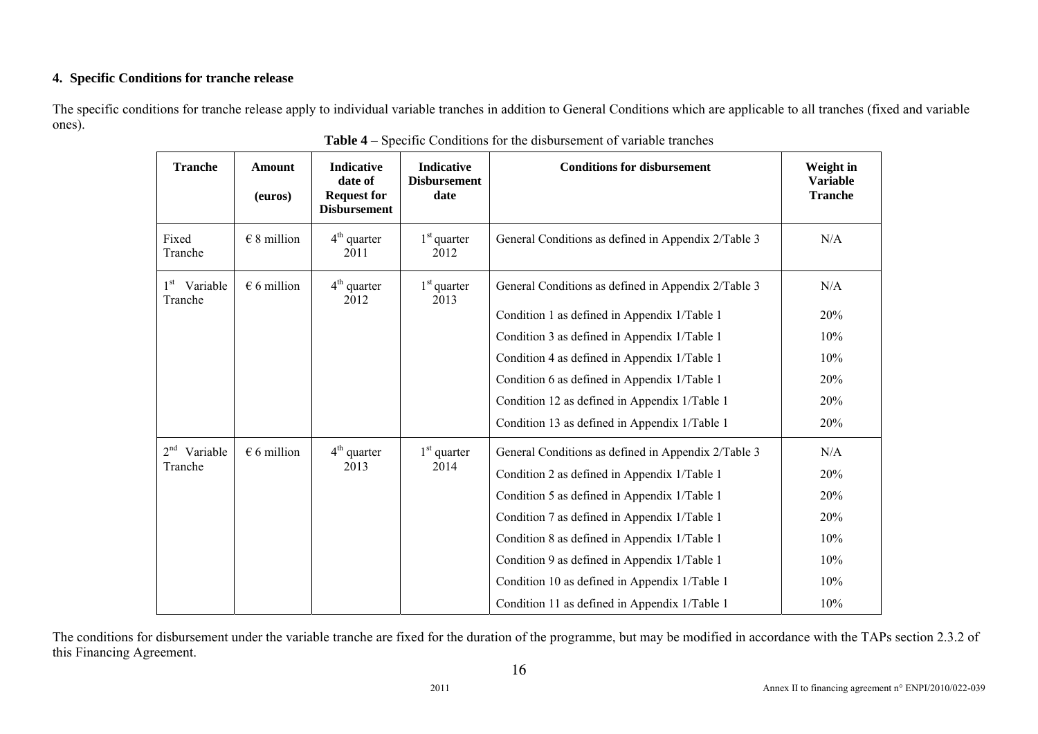#### 4. Specific Conditions for tranche release

The specific conditions for tranche release apply to individual variable tranches in addition to General Conditions which are applicable to all tranches (fixed and variable ones).

**Table 4** – Specific Conditions for the disbursement of variable tranches

| Tranche | Amount (euros) | Indicative date of Request for Disbursement | Indicative Disbursement date | Conditions for disbursement | Weight in Variable Tranche |
|---|---|---|---|---|---|
| Fixed Tranche | € 8 million | 4th quarter 2011 | 1st quarter 2012 | General Conditions as defined in Appendix 2/Table 3 | N/A |
| 1st Variable Tranche | € 6 million | 4th quarter 2012 | 1st quarter 2013 | General Conditions as defined in Appendix 2/Table 3 | N/A |
| | | | | Condition 1 as defined in Appendix 1/Table 1 | 20% |
| | | | | Condition 3 as defined in Appendix 1/Table 1 | 10% |
| | | | | Condition 4 as defined in Appendix 1/Table 1 | 10% |
| | | | | Condition 6 as defined in Appendix 1/Table 1 | 20% |
| | | | | Condition 12 as defined in Appendix 1/Table 1 | 20% |
| | | | | Condition 13 as defined in Appendix 1/Table 1 | 20% |
| 2nd Variable Tranche | € 6 million | 4th quarter 2013 | 1st quarter 2014 | General Conditions as defined in Appendix 2/Table 3 | N/A |
| | | | | Condition 2 as defined in Appendix 1/Table 1 | 20% |
| | | | | Condition 5 as defined in Appendix 1/Table 1 | 20% |
| | | | | Condition 7 as defined in Appendix 1/Table 1 | 20% |
| | | | | Condition 8 as defined in Appendix 1/Table 1 | 10% |
| | | | | Condition 9 as defined in Appendix 1/Table 1 | 10% |
| | | | | Condition 10 as defined in Appendix 1/Table 1 | 10% |
| | | | | Condition 11 as defined in Appendix 1/Table 1 | 10% |

The conditions for disbursement under the variable tranche are fixed for the duration of the programme, but may be modified in accordance with the TAPs section 2.3.2 of this Financing Agreement.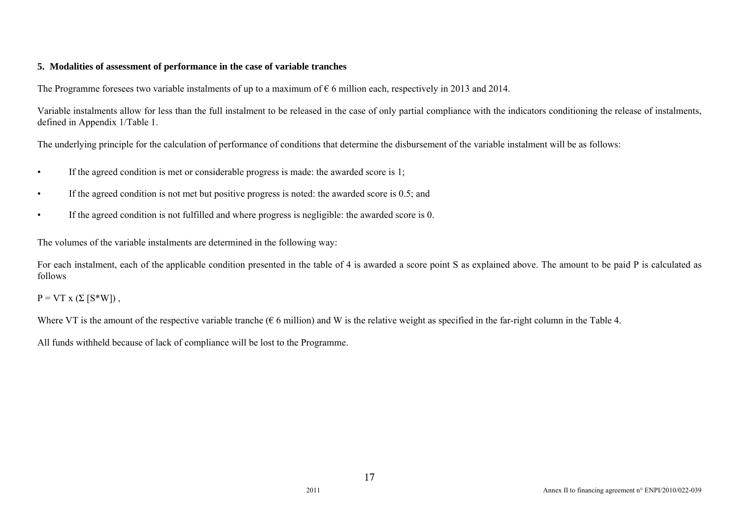**5. Modalities of assessment of performance in the case of variable tranches**

The Programme foresees two variable instalments of up to a maximum of € 6 million each, respectively in 2013 and 2014.

Variable instalments allow for less than the full instalment to be released in the case of only partial compliance with the indicators conditioning the release of instalments, defined in Appendix 1/Table 1.

The underlying principle for the calculation of performance of conditions that determine the disbursement of the variable instalment will be as follows:

- If the agreed condition is met or considerable progress is made: the awarded score is 1;
- If the agreed condition is not met but positive progress is noted: the awarded score is 0.5; and
- If the agreed condition is not fulfilled and where progress is negligible: the awarded score is 0.

The volumes of the variable instalments are determined in the following way:

For each instalment, each of the applicable condition presented in the table of 4 is awarded a score point S as explained above. The amount to be paid P is calculated as follows

$P = VT \times (\Sigma [S*W])$ ,

Where VT is the amount of the respective variable tranche (€ 6 million) and W is the relative weight as specified in the far-right column in the Table 4.

All funds withheld because of lack of compliance will be lost to the Programme.